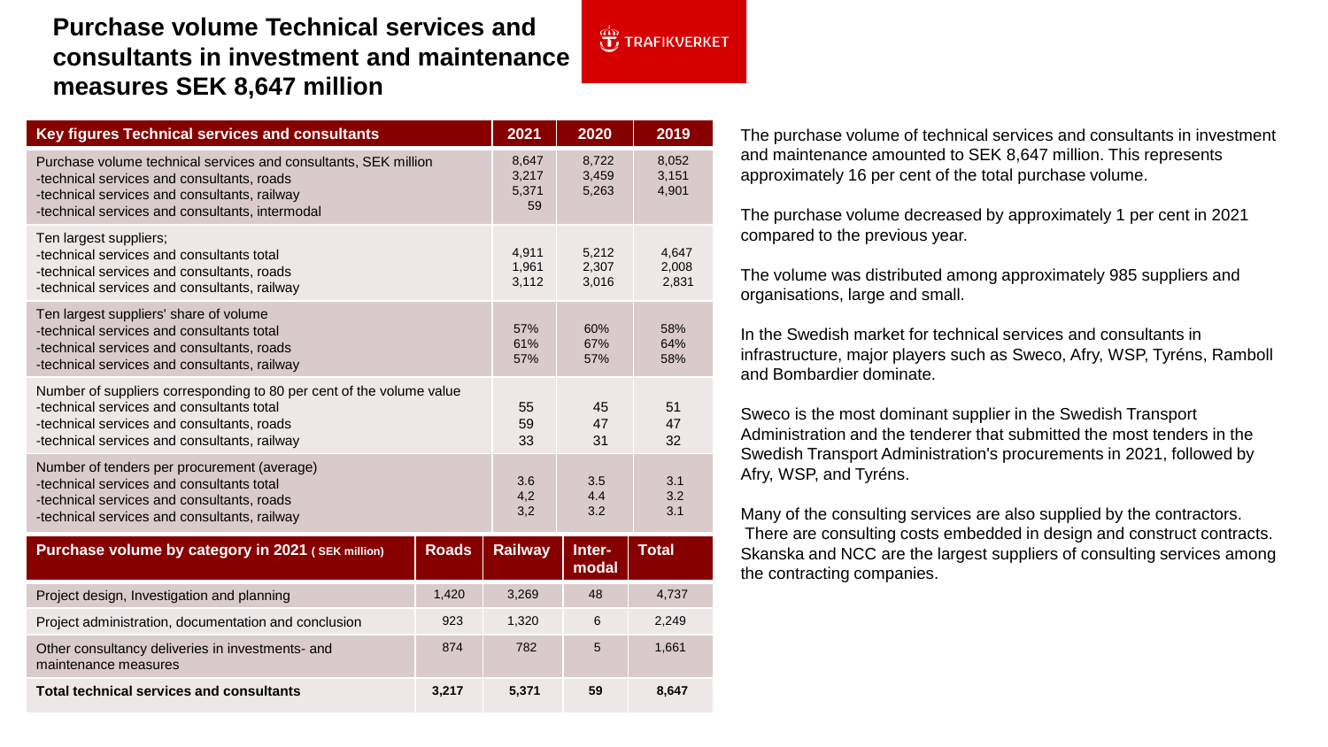# Purchase volume Technical services and consultants in investment and maintenance measures SEK 8,647 million

TRAFIKVERKET

| Key figures Technical services and consultants | 2021 | 2020 | 2019 |
|---|---|---|---|
| Purchase volume technical services and consultants, SEK million | 8,647 | 8,722 | 8,052 |
| -technical services and consultants, roads | 3,217 | 3,459 | 3,151 |
| -technical services and consultants, railway | 5,371 | 5,263 | 4,901 |
| -technical services and consultants, intermodal | 59 | | |
| Ten largest suppliers; | | | |
| -technical services and consultants total | 4,911 | 5,212 | 4,647 |
| -technical services and consultants, roads | 1,961 | 2,307 | 2,008 |
| -technical services and consultants, railway | 3,112 | 3,016 | 2,831 |
| Ten largest suppliers' share of volume | | | |
| -technical services and consultants total | 57% | 60% | 58% |
| -technical services and consultants, roads | 61% | 67% | 64% |
| -technical services and consultants, railway | 57% | 57% | 58% |
| Number of suppliers corresponding to 80 per cent of the volume value | | | |
| -technical services and consultants total | 55 | 45 | 51 |
| -technical services and consultants, roads | 59 | 47 | 47 |
| -technical services and consultants, railway | 33 | 31 | 32 |
| Number of tenders per procurement (average) | | | |
| -technical services and consultants total | 3.6 | 3.5 | 3.1 |
| -technical services and consultants, roads | 4,2 | 4.4 | 3.2 |
| -technical services and consultants, railway | 3,2 | 3.2 | 3.1 |

| Purchase volume by category in 2021 ( SEK million) | Roads | Railway | Inter-modal | Total |
|---|---|---|---|---|
| Project design, Investigation and planning | 1,420 | 3,269 | 48 | 4,737 |
| Project administration, documentation and conclusion | 923 | 1,320 | 6 | 2,249 |
| Other consultancy deliveries in investments- and maintenance measures | 874 | 782 | 5 | 1,661 |
| **Total technical services and consultants** | **3,217** | **5,371** | **59** | **8,647** |

The purchase volume of technical services and consultants in investment and maintenance amounted to SEK 8,647 million. This represents approximately 16 per cent of the total purchase volume.

The purchase volume decreased by approximately 1 per cent in 2021 compared to the previous year.

The volume was distributed among approximately 985 suppliers and organisations, large and small.

In the Swedish market for technical services and consultants in infrastructure, major players such as Sweco, Afry, WSP, Tyréns, Ramboll and Bombardier dominate.

Sweco is the most dominant supplier in the Swedish Transport Administration and the tenderer that submitted the most tenders in the Swedish Transport Administration's procurements in 2021, followed by Afry, WSP, and Tyréns.

Many of the consulting services are also supplied by the contractors. There are consulting costs embedded in design and construct contracts. Skanska and NCC are the largest suppliers of consulting services among the contracting companies.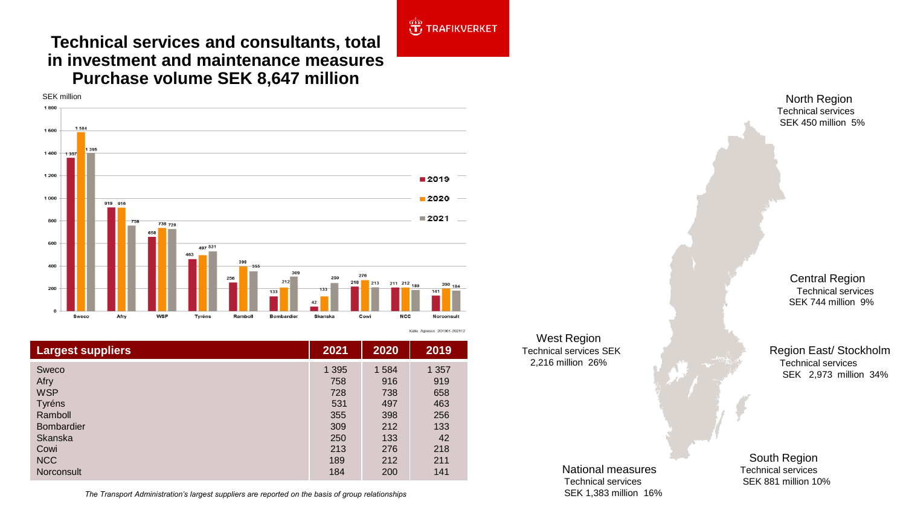# Technical services and consultants, total in investment and maintenance measures Purchase volume SEK 8,647 million

SEK million

| Supplier | 2019 | 2020 | 2021 |
|---|---|---|---|
| Sweco | 1 357 | 1 584 | 1 395 |
| Afry | 919 | 916 | 758 |
| WSP | 658 | 738 | 728 |
| Tyréns | 463 | 497 | 531 |
| Ramboll | 256 | 398 | 355 |
| Bombardier | 133 | 212 | 309 |
| Skanska | 42 | 133 | 250 |
| Cowi | 218 | 276 | 213 |
| NCC | 211 | 212 | 189 |
| Norconsult | 141 | 200 | 184 |

Källa: Agresso 201901-202112

| Largest suppliers | 2021 | 2020 | 2019 |
|---|---|---|---|
| Sweco | 1 395 | 1 584 | 1 357 |
| Afry | 758 | 916 | 919 |
| WSP | 728 | 738 | 658 |
| Tyréns | 531 | 497 | 463 |
| Ramboll | 355 | 398 | 256 |
| Bombardier | 309 | 212 | 133 |
| Skanska | 250 | 133 | 42 |
| Cowi | 213 | 276 | 218 |
| NCC | 189 | 212 | 211 |
| Norconsult | 184 | 200 | 141 |

*The Transport Administration's largest suppliers are reported on the basis of group relationships*

North Region
Technical services
SEK 450 million 5%

Central Region
Technical services
SEK 744 million 9%

West Region
Technical services SEK 2,216 million 26%

Region East/ Stockholm
Technical services
SEK 2,973 million 34%

South Region
Technical services
SEK 881 million 10%

National measures
Technical services
SEK 1,383 million 16%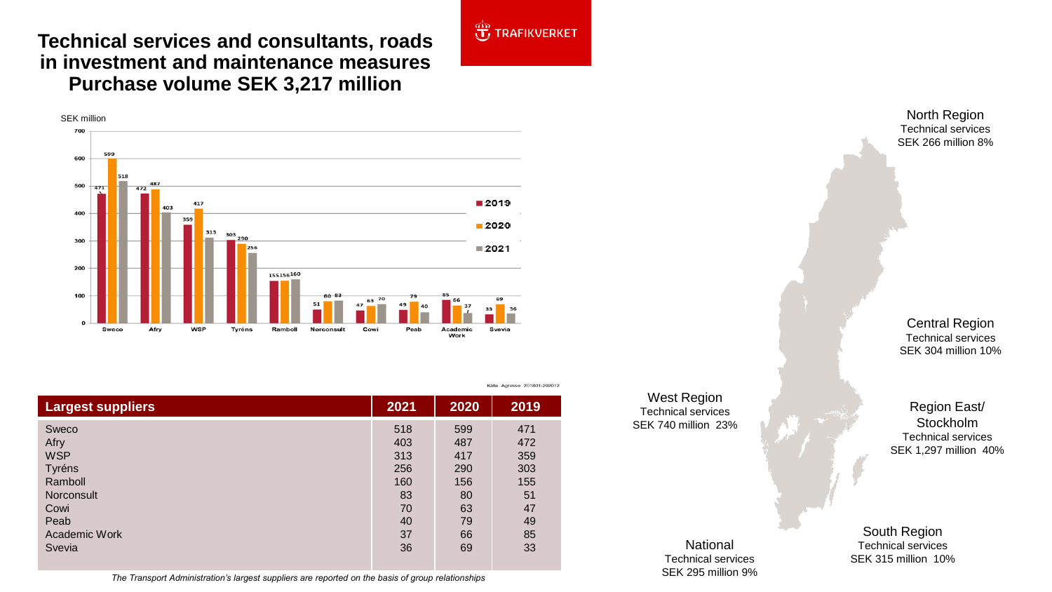# Technical services and consultants, roads in investment and maintenance measures

## Purchase volume SEK 3,217 million

TRAFIKVERKET

SEK million

| | 2019 | 2020 | 2021 |
|---|---|---|---|
| Sweco | 471 | 599 | 518 |
| Afry | 472 | 487 | 403 |
| WSP | 359 | 417 | 313 |
| Tyréns | 303 | 290 | 256 |
| Ramboll | 155 | 156 | 160 |
| Norconsult | 51 | 80 | 83 |
| Cowi | 47 | 63 | 70 |
| Peab | 49 | 79 | 40 |
| Academic Work | 85 | 66 | 37 |
| Svevia | 33 | 69 | 36 |

Källa: Agresso 201801-202012

| Largest suppliers | 2021 | 2020 | 2019 |
|---|---|---|---|
| Sweco | 518 | 599 | 471 |
| Afry | 403 | 487 | 472 |
| WSP | 313 | 417 | 359 |
| Tyréns | 256 | 290 | 303 |
| Ramboll | 160 | 156 | 155 |
| Norconsult | 83 | 80 | 51 |
| Cowi | 70 | 63 | 47 |
| Peab | 40 | 79 | 49 |
| Academic Work | 37 | 66 | 85 |
| Svevia | 36 | 69 | 33 |

*The Transport Administration's largest suppliers are reported on the basis of group relationships*

**North Region**
Technical services
SEK 266 million 8%

**Central Region**
Technical services
SEK 304 million 10%

**West Region**
Technical services
SEK 740 million 23%

**Region East/ Stockholm**
Technical services
SEK 1,297 million 40%

**National**
Technical services
SEK 295 million 9%

**South Region**
Technical services
SEK 315 million 10%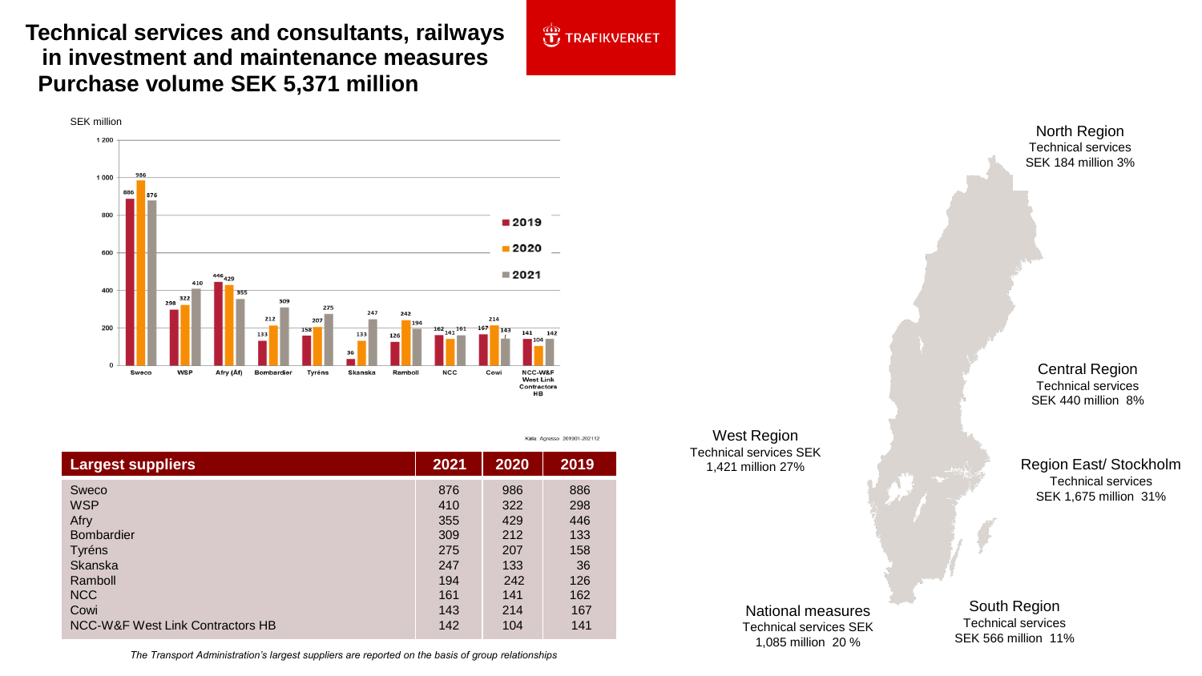# Technical services and consultants, railways in investment and maintenance measures Purchase volume SEK 5,371 million

TRAFIKVERKET

SEK million

| | 2019 | 2020 | 2021 |
|---|---|---|---|
| Sweco | 886 | 986 | 876 |
| WSP | 298 | 322 | 410 |
| Afry (Åf) | 446 | 429 | 355 |
| Bombardier | 133 | 212 | 309 |
| Tyréns | 158 | 207 | 275 |
| Skanska | 36 | 133 | 247 |
| Ramboll | 126 | 242 | 194 |
| NCC | 162 | 141 | 161 |
| Cowi | 167 | 214 | 143 |
| NCC-W&F West Link Contractors HB | 141 | 104 | 142 |

Källa: Agresso 201901-202112

| Largest suppliers | 2021 | 2020 | 2019 |
|---|---|---|---|
| Sweco | 876 | 986 | 886 |
| WSP | 410 | 322 | 298 |
| Afry | 355 | 429 | 446 |
| Bombardier | 309 | 212 | 133 |
| Tyréns | 275 | 207 | 158 |
| Skanska | 247 | 133 | 36 |
| Ramboll | 194 | 242 | 126 |
| NCC | 161 | 141 | 162 |
| Cowi | 143 | 214 | 167 |
| NCC-W&F West Link Contractors HB | 142 | 104 | 141 |

*The Transport Administration's largest suppliers are reported on the basis of group relationships*

**North Region**
Technical services
SEK 184 million 3%

**Central Region**
Technical services
SEK 440 million 8%

**West Region**
Technical services SEK 1,421 million 27%

**Region East/ Stockholm**
Technical services
SEK 1,675 million 31%

**National measures**
Technical services SEK 1,085 million 20 %

**South Region**
Technical services
SEK 566 million 11%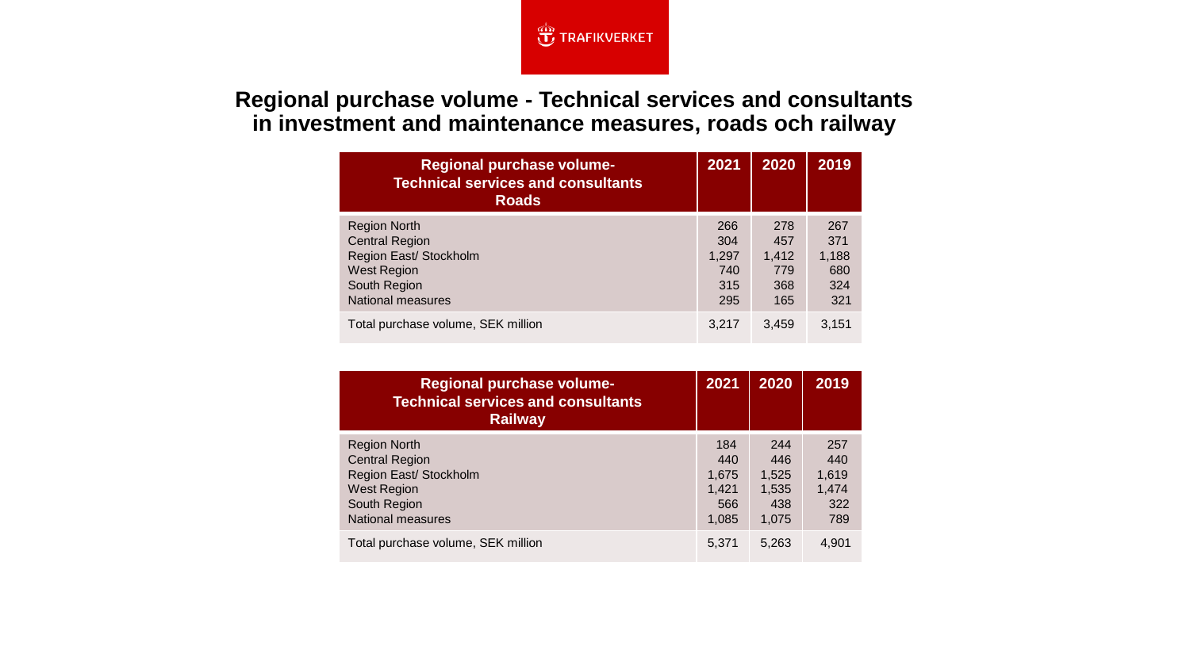# Regional purchase volume - Technical services and consultants in investment and maintenance measures, roads och railway

| Regional purchase volume- Technical services and consultants Roads | 2021 | 2020 | 2019 |
|---|---|---|---|
| Region North | 266 | 278 | 267 |
| Central Region | 304 | 457 | 371 |
| Region East/ Stockholm | 1,297 | 1,412 | 1,188 |
| West Region | 740 | 779 | 680 |
| South Region | 315 | 368 | 324 |
| National measures | 295 | 165 | 321 |
| Total purchase volume, SEK million | 3,217 | 3,459 | 3,151 |

| Regional purchase volume- Technical services and consultants Railway | 2021 | 2020 | 2019 |
|---|---|---|---|
| Region North | 184 | 244 | 257 |
| Central Region | 440 | 446 | 440 |
| Region East/ Stockholm | 1,675 | 1,525 | 1,619 |
| West Region | 1,421 | 1,535 | 1,474 |
| South Region | 566 | 438 | 322 |
| National measures | 1,085 | 1,075 | 789 |
| Total purchase volume, SEK million | 5,371 | 5,263 | 4,901 |